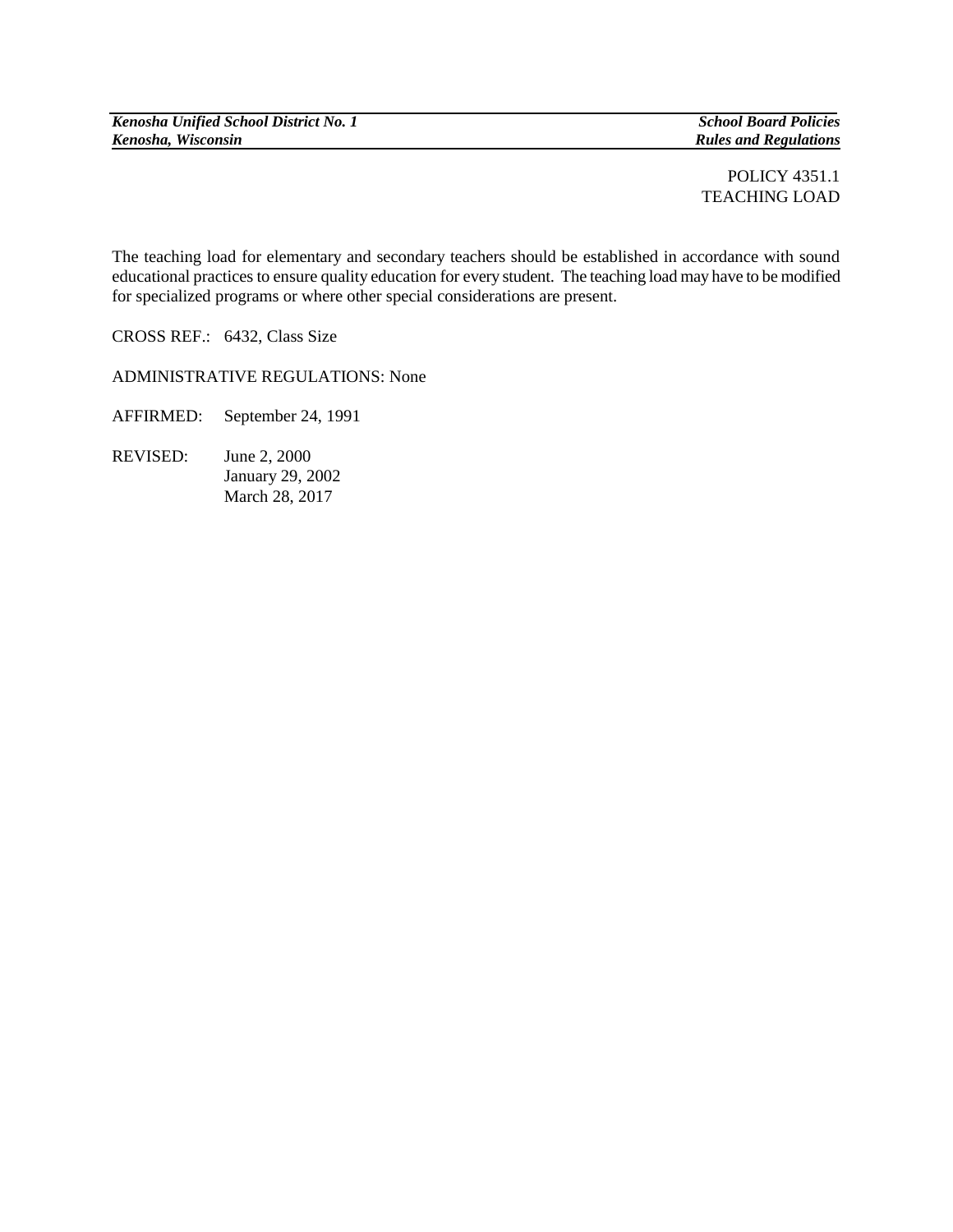*Kenosha Unified School District No. 1* — *School Board Policies*
*Kenosha, Wisconsin* — *Rules and Regulations*

POLICY 4351.1
TEACHING LOAD

The teaching load for elementary and secondary teachers should be established in accordance with sound educational practices to ensure quality education for every student. The teaching load may have to be modified for specialized programs or where other special considerations are present.

CROSS REF.: 6432, Class Size

ADMINISTRATIVE REGULATIONS: None

AFFIRMED: September 24, 1991

REVISED: June 2, 2000
January 29, 2002
March 28, 2017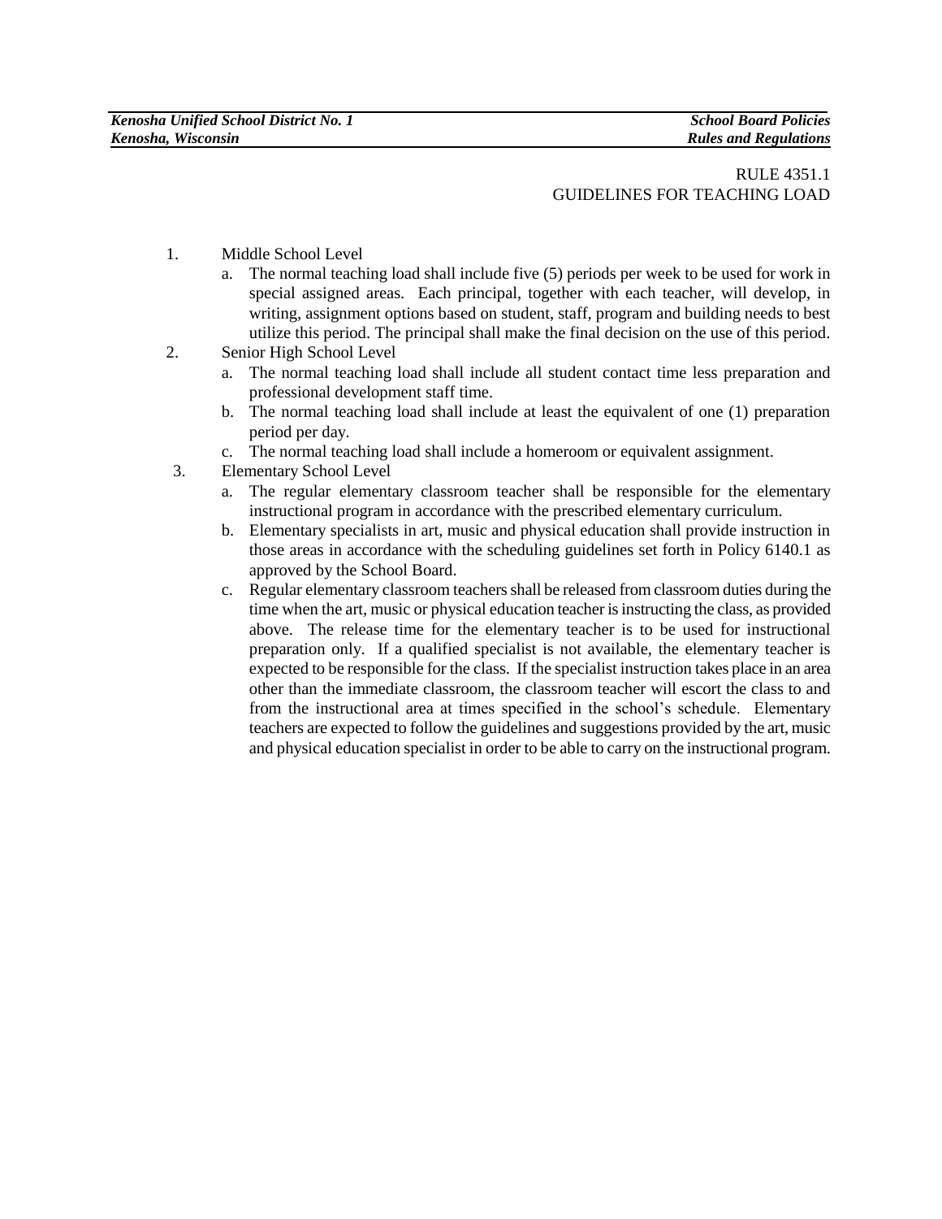RULE 4351.1
GUIDELINES FOR TEACHING LOAD

1. Middle School Level
   a. The normal teaching load shall include five (5) periods per week to be used for work in special assigned areas. Each principal, together with each teacher, will develop, in writing, assignment options based on student, staff, program and building needs to best utilize this period. The principal shall make the final decision on the use of this period.
2. Senior High School Level
   a. The normal teaching load shall include all student contact time less preparation and professional development staff time.
   b. The normal teaching load shall include at least the equivalent of one (1) preparation period per day.
   c. The normal teaching load shall include a homeroom or equivalent assignment.
3. Elementary School Level
   a. The regular elementary classroom teacher shall be responsible for the elementary instructional program in accordance with the prescribed elementary curriculum.
   b. Elementary specialists in art, music and physical education shall provide instruction in those areas in accordance with the scheduling guidelines set forth in Policy 6140.1 as approved by the School Board.
   c. Regular elementary classroom teachers shall be released from classroom duties during the time when the art, music or physical education teacher is instructing the class, as provided above. The release time for the elementary teacher is to be used for instructional preparation only. If a qualified specialist is not available, the elementary teacher is expected to be responsible for the class. If the specialist instruction takes place in an area other than the immediate classroom, the classroom teacher will escort the class to and from the instructional area at times specified in the school's schedule. Elementary teachers are expected to follow the guidelines and suggestions provided by the art, music and physical education specialist in order to be able to carry on the instructional program.